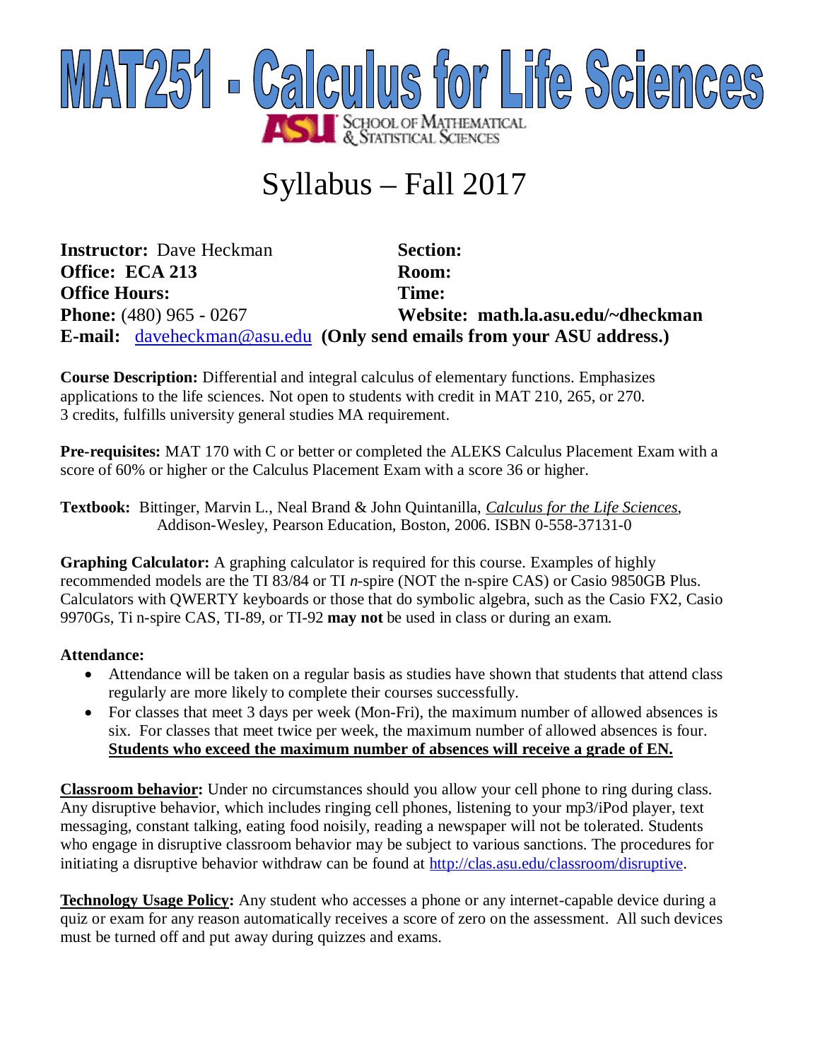# MAT251 - Calculus for Life Sciences

ASU School of Mathematical & Statistical Sciences

## Syllabus – Fall 2017

**Instructor:** Dave Heckman
**Office:** ECA 213
**Office Hours:**
**Phone:** (480) 965 - 0267
**Section:**
**Room:**
**Time:**
**Website:** math.la.asu.edu/~dheckman
**E-mail:** daveheckman@asu.edu **(Only send emails from your ASU address.)**

**Course Description:** Differential and integral calculus of elementary functions. Emphasizes applications to the life sciences. Not open to students with credit in MAT 210, 265, or 270. 3 credits, fulfills university general studies MA requirement.

**Pre-requisites:** MAT 170 with C or better or completed the ALEKS Calculus Placement Exam with a score of 60% or higher or the Calculus Placement Exam with a score 36 or higher.

**Textbook:** Bittinger, Marvin L., Neal Brand & John Quintanilla, *Calculus for the Life Sciences*, Addison-Wesley, Pearson Education, Boston, 2006. ISBN 0-558-37131-0

**Graphing Calculator:** A graphing calculator is required for this course. Examples of highly recommended models are the TI 83/84 or TI *n*-spire (NOT the n-spire CAS) or Casio 9850GB Plus. Calculators with QWERTY keyboards or those that do symbolic algebra, such as the Casio FX2, Casio 9970Gs, Ti n-spire CAS, TI-89, or TI-92 **may not** be used in class or during an exam.

**Attendance:**

- Attendance will be taken on a regular basis as studies have shown that students that attend class regularly are more likely to complete their courses successfully.
- For classes that meet 3 days per week (Mon-Fri), the maximum number of allowed absences is six. For classes that meet twice per week, the maximum number of allowed absences is four. **Students who exceed the maximum number of absences will receive a grade of EN.**

**Classroom behavior:** Under no circumstances should you allow your cell phone to ring during class. Any disruptive behavior, which includes ringing cell phones, listening to your mp3/iPod player, text messaging, constant talking, eating food noisily, reading a newspaper will not be tolerated. Students who engage in disruptive classroom behavior may be subject to various sanctions. The procedures for initiating a disruptive behavior withdraw can be found at http://clas.asu.edu/classroom/disruptive.

**Technology Usage Policy:** Any student who accesses a phone or any internet-capable device during a quiz or exam for any reason automatically receives a score of zero on the assessment. All such devices must be turned off and put away during quizzes and exams.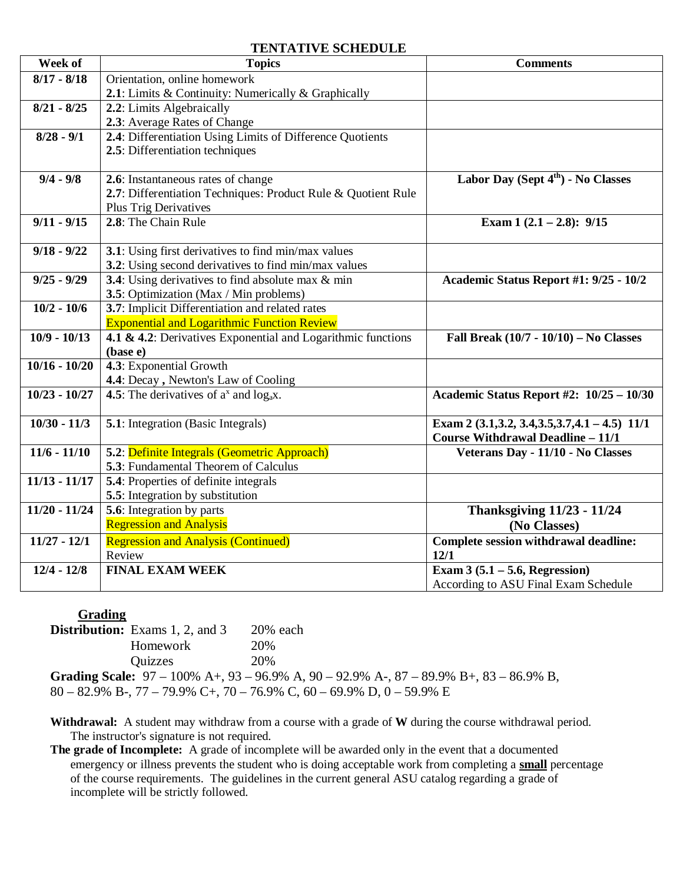## TENTATIVE SCHEDULE

| Week of | Topics | Comments |
|---|---|---|
| 8/17 - 8/18 | Orientation, online homework<br>**2.1**: Limits & Continuity: Numerically & Graphically | |
| 8/21 - 8/25 | **2.2**: Limits Algebraically<br>**2.3**: Average Rates of Change | |
| 8/28 - 9/1 | **2.4**: Differentiation Using Limits of Difference Quotients<br>**2.5**: Differentiation techniques | |
| 9/4 - 9/8 | **2.6**: Instantaneous rates of change<br>**2.7**: Differentiation Techniques: Product Rule & Quotient Rule Plus Trig Derivatives | **Labor Day (Sept 4th) - No Classes** |
| 9/11 - 9/15 | **2.8**: The Chain Rule | **Exam 1 (2.1 – 2.8): 9/15** |
| 9/18 - 9/22 | **3.1**: Using first derivatives to find min/max values<br>**3.2**: Using second derivatives to find min/max values | |
| 9/25 - 9/29 | **3.4**: Using derivatives to find absolute max & min<br>**3.5**: Optimization (Max / Min problems) | **Academic Status Report #1: 9/25 - 10/2** |
| 10/2 - 10/6 | **3.7**: Implicit Differentiation and related rates<br>Exponential and Logarithmic Function Review | |
| 10/9 - 10/13 | **4.1 & 4.2**: Derivatives Exponential and Logarithmic functions **(base e)** | **Fall Break (10/7 - 10/10) – No Classes** |
| 10/16 - 10/20 | **4.3**: Exponential Growth<br>**4.4**: Decay **,** Newton's Law of Cooling | |
| 10/23 - 10/27 | **4.5**: The derivatives of $a^x$ and $\log_a x$. | **Academic Status Report #2: 10/25 – 10/30** |
| 10/30 - 11/3 | **5.1**: Integration (Basic Integrals) | **Exam 2 (3.1,3.2, 3.4,3.5,3.7,4.1 – 4.5) 11/1**<br>**Course Withdrawal Deadline – 11/1** |
| 11/6 - 11/10 | **5.2**: Definite Integrals (Geometric Approach)<br>**5.3**: Fundamental Theorem of Calculus | **Veterans Day - 11/10 - No Classes** |
| 11/13 - 11/17 | **5.4**: Properties of definite integrals<br>**5.5**: Integration by substitution | |
| 11/20 - 11/24 | **5.6**: Integration by parts<br>Regression and Analysis | **Thanksgiving 11/23 - 11/24 (No Classes)** |
| 11/27 - 12/1 | Regression and Analysis (Continued)<br>Review | **Complete session withdrawal deadline: 12/1** |
| 12/4 - 12/8 | **FINAL EXAM WEEK** | **Exam 3 (5.1 – 5.6, Regression)**<br>According to ASU Final Exam Schedule |

**Grading**

**Distribution:** Exams 1, 2, and 3 — 20% each
Homework — 20%
Quizzes — 20%

**Grading Scale:** 97 – 100% A+, 93 – 96.9% A, 90 – 92.9% A-, 87 – 89.9% B+, 83 – 86.9% B, 80 – 82.9% B-, 77 – 79.9% C+, 70 – 76.9% C, 60 – 69.9% D, 0 – 59.9% E

**Withdrawal:** A student may withdraw from a course with a grade of **W** during the course withdrawal period. The instructor's signature is not required.

**The grade of Incomplete:** A grade of incomplete will be awarded only in the event that a documented emergency or illness prevents the student who is doing acceptable work from completing a **small** percentage of the course requirements. The guidelines in the current general ASU catalog regarding a grade of incomplete will be strictly followed.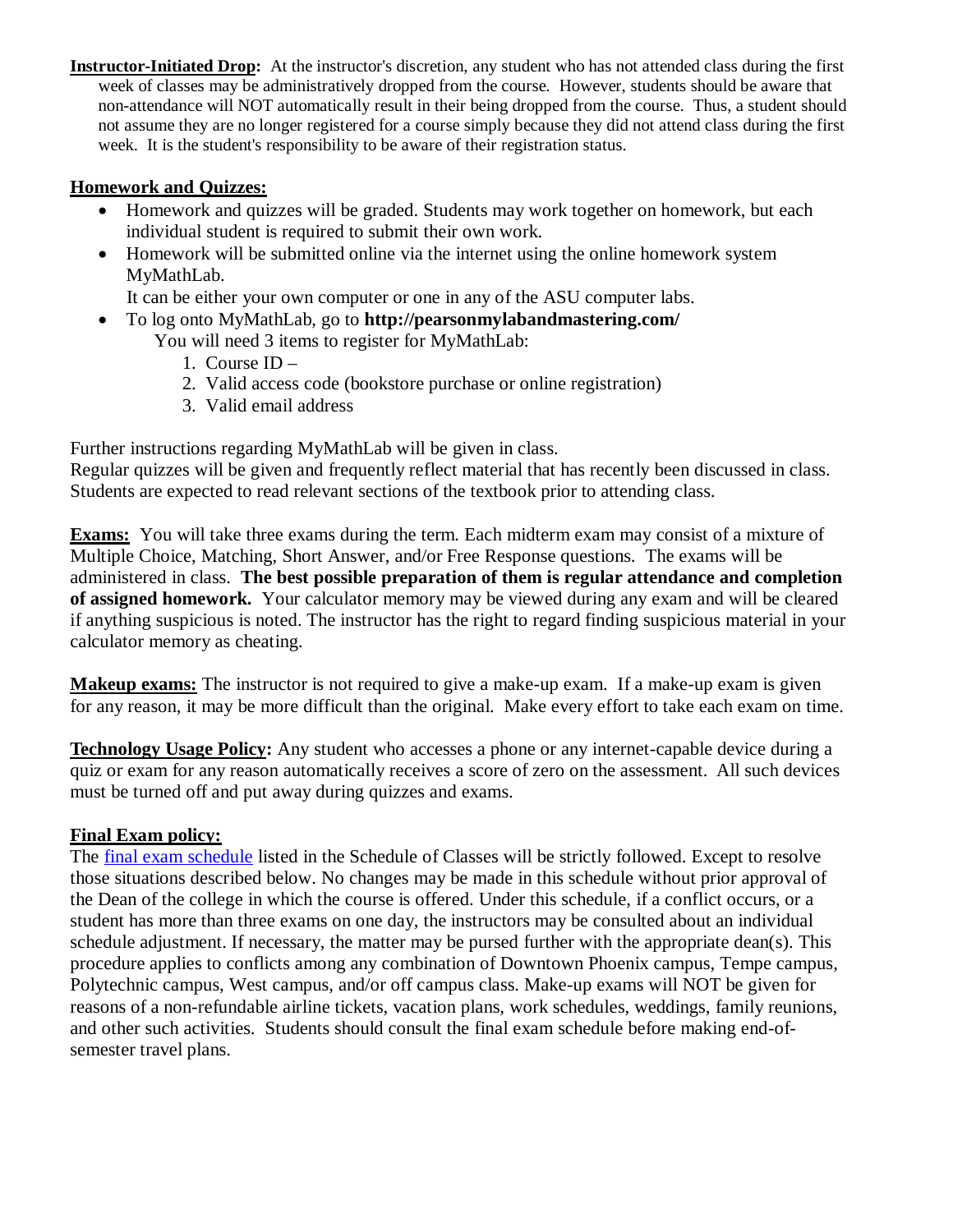**Instructor-Initiated Drop:** At the instructor's discretion, any student who has not attended class during the first week of classes may be administratively dropped from the course. However, students should be aware that non-attendance will NOT automatically result in their being dropped from the course. Thus, a student should not assume they are no longer registered for a course simply because they did not attend class during the first week. It is the student's responsibility to be aware of their registration status.

**Homework and Quizzes:**

- Homework and quizzes will be graded. Students may work together on homework, but each individual student is required to submit their own work.
- Homework will be submitted online via the internet using the online homework system MyMathLab.
  It can be either your own computer or one in any of the ASU computer labs.
- To log onto MyMathLab, go to **http://pearsonmylabandmastering.com/**
  You will need 3 items to register for MyMathLab:
  1. Course ID –
  2. Valid access code (bookstore purchase or online registration)
  3. Valid email address

Further instructions regarding MyMathLab will be given in class.
Regular quizzes will be given and frequently reflect material that has recently been discussed in class. Students are expected to read relevant sections of the textbook prior to attending class.

**Exams:** You will take three exams during the term. Each midterm exam may consist of a mixture of Multiple Choice, Matching, Short Answer, and/or Free Response questions. The exams will be administered in class. **The best possible preparation of them is regular attendance and completion of assigned homework.** Your calculator memory may be viewed during any exam and will be cleared if anything suspicious is noted. The instructor has the right to regard finding suspicious material in your calculator memory as cheating.

**Makeup exams:** The instructor is not required to give a make-up exam. If a make-up exam is given for any reason, it may be more difficult than the original. Make every effort to take each exam on time.

**Technology Usage Policy:** Any student who accesses a phone or any internet-capable device during a quiz or exam for any reason automatically receives a score of zero on the assessment. All such devices must be turned off and put away during quizzes and exams.

**Final Exam policy:**
The final exam schedule listed in the Schedule of Classes will be strictly followed. Except to resolve those situations described below. No changes may be made in this schedule without prior approval of the Dean of the college in which the course is offered. Under this schedule, if a conflict occurs, or a student has more than three exams on one day, the instructors may be consulted about an individual schedule adjustment. If necessary, the matter may be pursed further with the appropriate dean(s). This procedure applies to conflicts among any combination of Downtown Phoenix campus, Tempe campus, Polytechnic campus, West campus, and/or off campus class. Make-up exams will NOT be given for reasons of a non-refundable airline tickets, vacation plans, work schedules, weddings, family reunions, and other such activities. Students should consult the final exam schedule before making end-of-semester travel plans.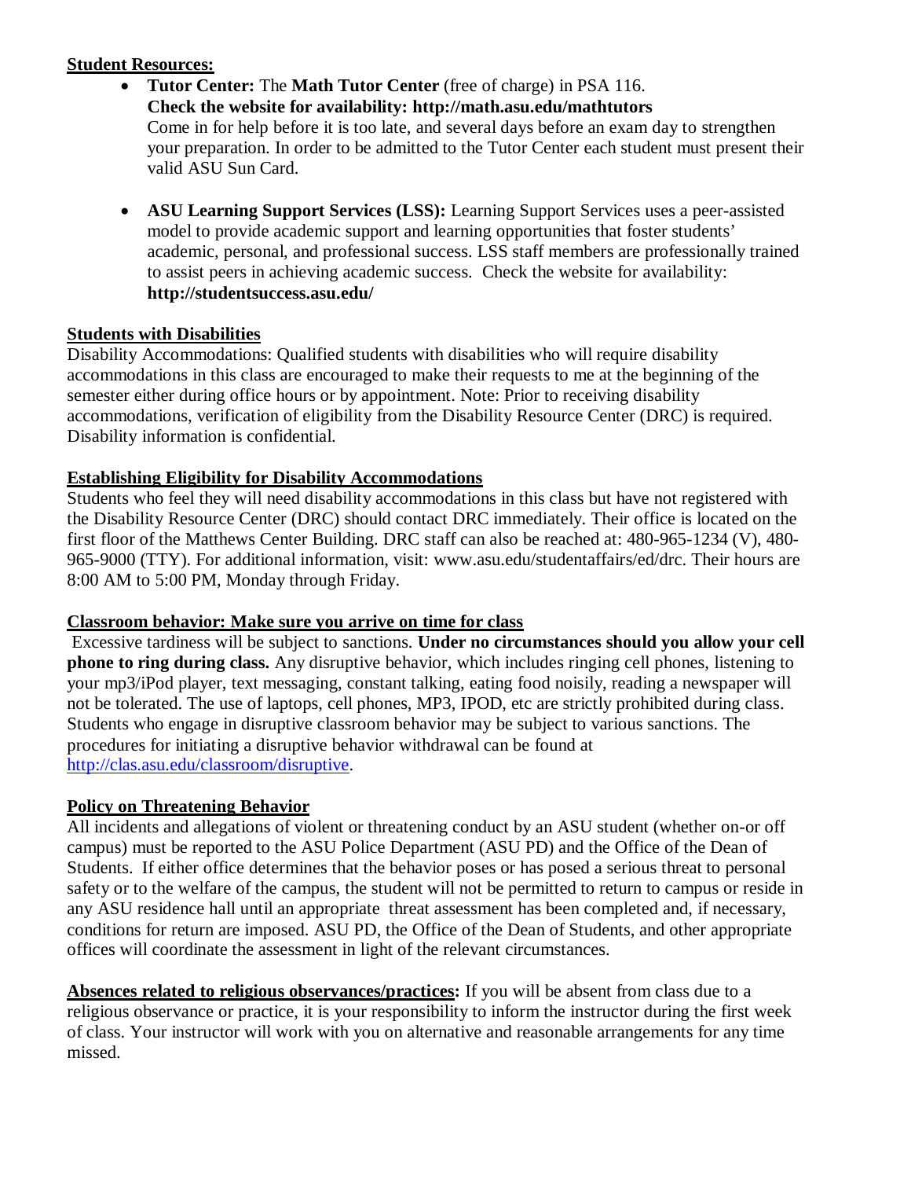**Student Resources:**

- **Tutor Center:** The **Math Tutor Center** (free of charge) in PSA 116.
  **Check the website for availability: http://math.asu.edu/mathtutors**
  Come in for help before it is too late, and several days before an exam day to strengthen your preparation. In order to be admitted to the Tutor Center each student must present their valid ASU Sun Card.

- **ASU Learning Support Services (LSS):** Learning Support Services uses a peer-assisted model to provide academic support and learning opportunities that foster students' academic, personal, and professional success. LSS staff members are professionally trained to assist peers in achieving academic success. Check the website for availability: **http://studentsuccess.asu.edu/**

**Students with Disabilities**

Disability Accommodations: Qualified students with disabilities who will require disability accommodations in this class are encouraged to make their requests to me at the beginning of the semester either during office hours or by appointment. Note: Prior to receiving disability accommodations, verification of eligibility from the Disability Resource Center (DRC) is required. Disability information is confidential.

**Establishing Eligibility for Disability Accommodations**

Students who feel they will need disability accommodations in this class but have not registered with the Disability Resource Center (DRC) should contact DRC immediately. Their office is located on the first floor of the Matthews Center Building. DRC staff can also be reached at: 480-965-1234 (V), 480-965-9000 (TTY). For additional information, visit: www.asu.edu/studentaffairs/ed/drc. Their hours are 8:00 AM to 5:00 PM, Monday through Friday.

**Classroom behavior: Make sure you arrive on time for class**

Excessive tardiness will be subject to sanctions. **Under no circumstances should you allow your cell phone to ring during class.** Any disruptive behavior, which includes ringing cell phones, listening to your mp3/iPod player, text messaging, constant talking, eating food noisily, reading a newspaper will not be tolerated. The use of laptops, cell phones, MP3, IPOD, etc are strictly prohibited during class. Students who engage in disruptive classroom behavior may be subject to various sanctions. The procedures for initiating a disruptive behavior withdrawal can be found at http://clas.asu.edu/classroom/disruptive.

**Policy on Threatening Behavior**

All incidents and allegations of violent or threatening conduct by an ASU student (whether on-or off campus) must be reported to the ASU Police Department (ASU PD) and the Office of the Dean of Students. If either office determines that the behavior poses or has posed a serious threat to personal safety or to the welfare of the campus, the student will not be permitted to return to campus or reside in any ASU residence hall until an appropriate threat assessment has been completed and, if necessary, conditions for return are imposed. ASU PD, the Office of the Dean of Students, and other appropriate offices will coordinate the assessment in light of the relevant circumstances.

**Absences related to religious observances/practices:** If you will be absent from class due to a religious observance or practice, it is your responsibility to inform the instructor during the first week of class. Your instructor will work with you on alternative and reasonable arrangements for any time missed.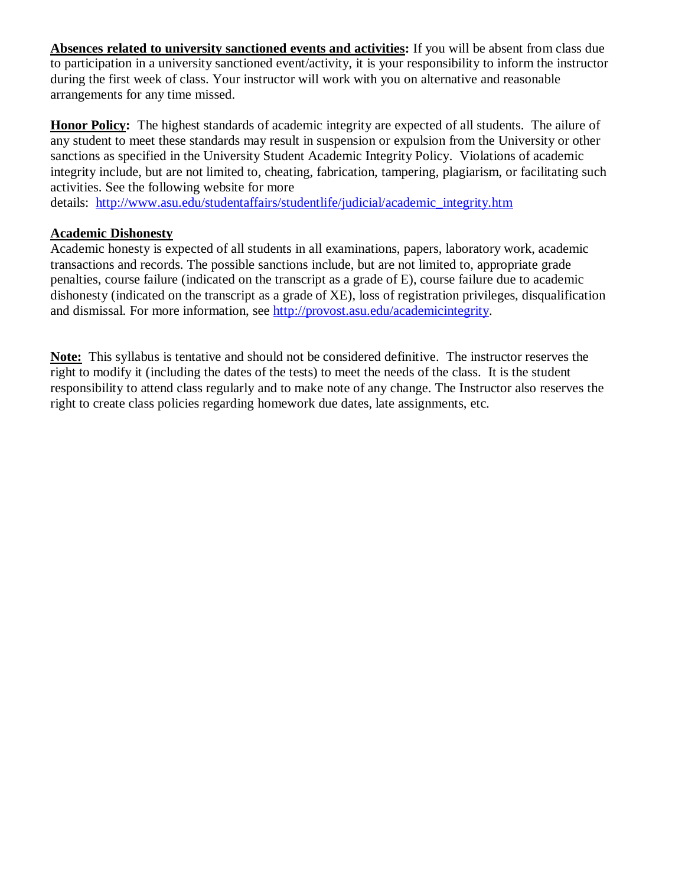**Absences related to university sanctioned events and activities:** If you will be absent from class due to participation in a university sanctioned event/activity, it is your responsibility to inform the instructor during the first week of class. Your instructor will work with you on alternative and reasonable arrangements for any time missed.

**Honor Policy:** The highest standards of academic integrity are expected of all students. The ailure of any student to meet these standards may result in suspension or expulsion from the University or other sanctions as specified in the University Student Academic Integrity Policy. Violations of academic integrity include, but are not limited to, cheating, fabrication, tampering, plagiarism, or facilitating such activities. See the following website for more details: http://www.asu.edu/studentaffairs/studentlife/judicial/academic_integrity.htm

**Academic Dishonesty**

Academic honesty is expected of all students in all examinations, papers, laboratory work, academic transactions and records. The possible sanctions include, but are not limited to, appropriate grade penalties, course failure (indicated on the transcript as a grade of E), course failure due to academic dishonesty (indicated on the transcript as a grade of XE), loss of registration privileges, disqualification and dismissal. For more information, see http://provost.asu.edu/academicintegrity.

**Note:** This syllabus is tentative and should not be considered definitive. The instructor reserves the right to modify it (including the dates of the tests) to meet the needs of the class. It is the student responsibility to attend class regularly and to make note of any change. The Instructor also reserves the right to create class policies regarding homework due dates, late assignments, etc.